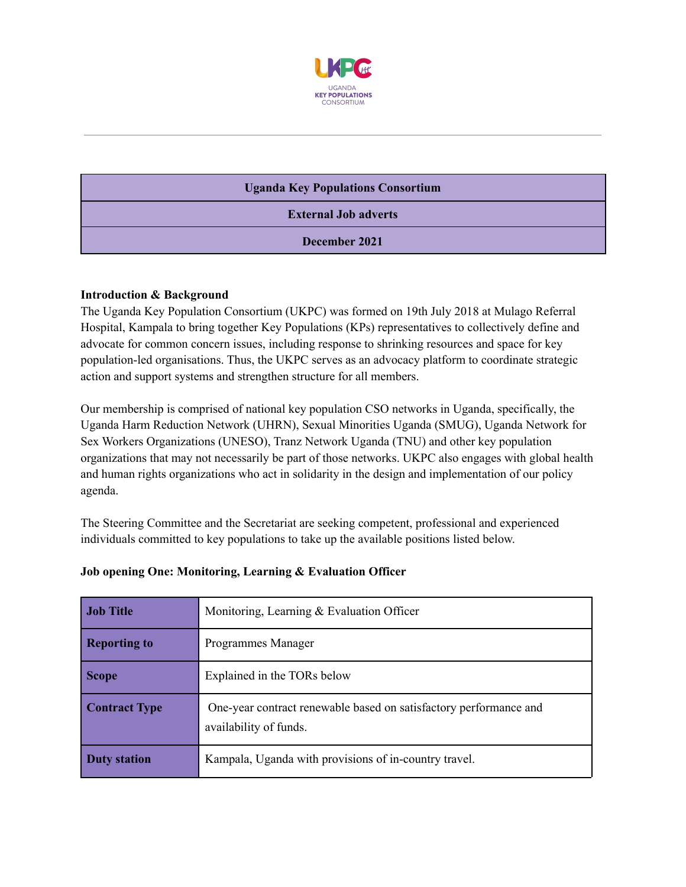| Uganda Key Populations Consortium |
|---|
| External Job adverts |
| December 2021 |

**Introduction & Background**

The Uganda Key Population Consortium (UKPC) was formed on 19th July 2018 at Mulago Referral Hospital, Kampala to bring together Key Populations (KPs) representatives to collectively define and advocate for common concern issues, including response to shrinking resources and space for key population-led organisations. Thus, the UKPC serves as an advocacy platform to coordinate strategic action and support systems and strengthen structure for all members.

Our membership is comprised of national key population CSO networks in Uganda, specifically, the Uganda Harm Reduction Network (UHRN), Sexual Minorities Uganda (SMUG), Uganda Network for Sex Workers Organizations (UNESO), Tranz Network Uganda (TNU) and other key population organizations that may not necessarily be part of those networks. UKPC also engages with global health and human rights organizations who act in solidarity in the design and implementation of our policy agenda.

The Steering Committee and the Secretariat are seeking competent, professional and experienced individuals committed to key populations to take up the available positions listed below.

**Job opening One: Monitoring, Learning & Evaluation Officer**

| **Job Title** | Monitoring, Learning & Evaluation Officer |
|---|---|
| **Reporting to** | Programmes Manager |
| **Scope** | Explained in the TORs below |
| **Contract Type** | One-year contract renewable based on satisfactory performance and availability of funds. |
| **Duty station** | Kampala, Uganda with provisions of in-country travel. |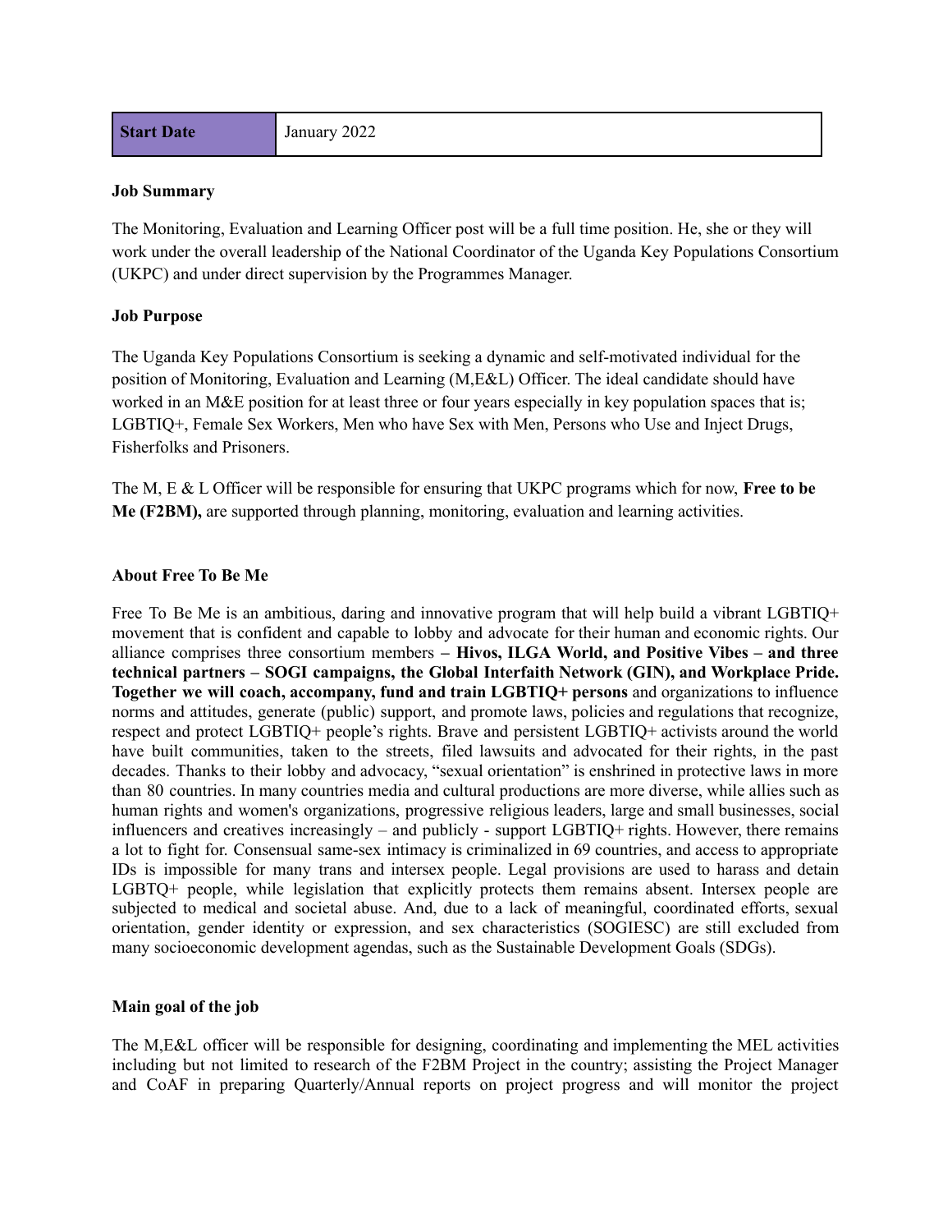| Start Date | January 2022 |
|---|---|

**Job Summary**

The Monitoring, Evaluation and Learning Officer post will be a full time position. He, she or they will work under the overall leadership of the National Coordinator of the Uganda Key Populations Consortium (UKPC) and under direct supervision by the Programmes Manager.

**Job Purpose**

The Uganda Key Populations Consortium is seeking a dynamic and self-motivated individual for the position of Monitoring, Evaluation and Learning (M,E&L) Officer. The ideal candidate should have worked in an M&E position for at least three or four years especially in key population spaces that is; LGBTIQ+, Female Sex Workers, Men who have Sex with Men, Persons who Use and Inject Drugs, Fisherfolks and Prisoners.

The M, E & L Officer will be responsible for ensuring that UKPC programs which for now, **Free to be Me (F2BM),** are supported through planning, monitoring, evaluation and learning activities.

**About Free To Be Me**

Free To Be Me is an ambitious, daring and innovative program that will help build a vibrant LGBTIQ+ movement that is confident and capable to lobby and advocate for their human and economic rights. Our alliance comprises three consortium members **– Hivos, ILGA World, and Positive Vibes – and three technical partners – SOGI campaigns, the Global Interfaith Network (GIN), and Workplace Pride. Together we will coach, accompany, fund and train LGBTIQ+ persons** and organizations to influence norms and attitudes, generate (public) support, and promote laws, policies and regulations that recognize, respect and protect LGBTIQ+ people's rights. Brave and persistent LGBTIQ+ activists around the world have built communities, taken to the streets, filed lawsuits and advocated for their rights, in the past decades. Thanks to their lobby and advocacy, "sexual orientation" is enshrined in protective laws in more than 80 countries. In many countries media and cultural productions are more diverse, while allies such as human rights and women's organizations, progressive religious leaders, large and small businesses, social influencers and creatives increasingly – and publicly - support LGBTIQ+ rights. However, there remains a lot to fight for. Consensual same-sex intimacy is criminalized in 69 countries, and access to appropriate IDs is impossible for many trans and intersex people. Legal provisions are used to harass and detain LGBTQ+ people, while legislation that explicitly protects them remains absent. Intersex people are subjected to medical and societal abuse. And, due to a lack of meaningful, coordinated efforts, sexual orientation, gender identity or expression, and sex characteristics (SOGIESC) are still excluded from many socioeconomic development agendas, such as the Sustainable Development Goals (SDGs).

**Main goal of the job**

The M,E&L officer will be responsible for designing, coordinating and implementing the MEL activities including but not limited to research of the F2BM Project in the country; assisting the Project Manager and CoAF in preparing Quarterly/Annual reports on project progress and will monitor the project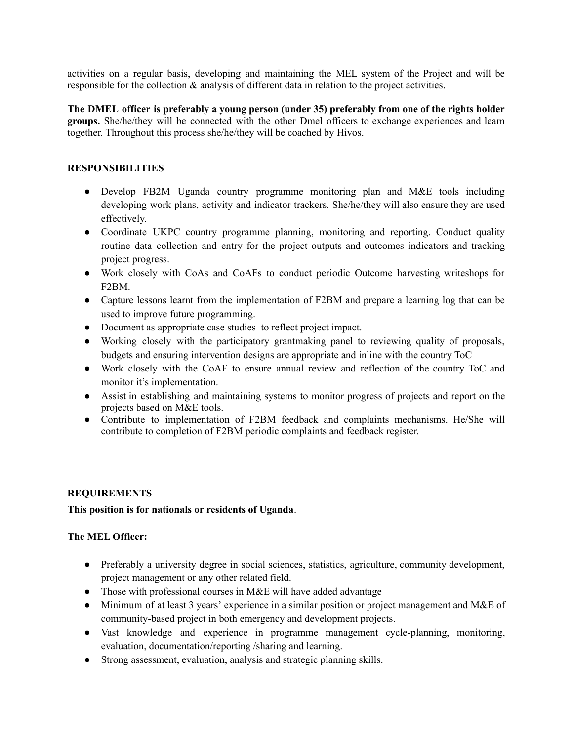activities on a regular basis, developing and maintaining the MEL system of the Project and will be responsible for the collection & analysis of different data in relation to the project activities.

**The DMEL officer is preferably a young person (under 35) preferably from one of the rights holder groups.** She/he/they will be connected with the other Dmel officers to exchange experiences and learn together. Throughout this process she/he/they will be coached by Hivos.

## RESPONSIBILITIES

- Develop FB2M Uganda country programme monitoring plan and M&E tools including developing work plans, activity and indicator trackers. She/he/they will also ensure they are used effectively.
- Coordinate UKPC country programme planning, monitoring and reporting. Conduct quality routine data collection and entry for the project outputs and outcomes indicators and tracking project progress.
- Work closely with CoAs and CoAFs to conduct periodic Outcome harvesting writeshops for F2BM.
- Capture lessons learnt from the implementation of F2BM and prepare a learning log that can be used to improve future programming.
- Document as appropriate case studies to reflect project impact.
- Working closely with the participatory grantmaking panel to reviewing quality of proposals, budgets and ensuring intervention designs are appropriate and inline with the country ToC
- Work closely with the CoAF to ensure annual review and reflection of the country ToC and monitor it's implementation.
- Assist in establishing and maintaining systems to monitor progress of projects and report on the projects based on M&E tools.
- Contribute to implementation of F2BM feedback and complaints mechanisms. He/She will contribute to completion of F2BM periodic complaints and feedback register.

## REQUIREMENTS

**This position is for nationals or residents of Uganda**.

**The MEL Officer:**

- Preferably a university degree in social sciences, statistics, agriculture, community development, project management or any other related field.
- Those with professional courses in M&E will have added advantage
- Minimum of at least 3 years' experience in a similar position or project management and M&E of community-based project in both emergency and development projects.
- Vast knowledge and experience in programme management cycle-planning, monitoring, evaluation, documentation/reporting /sharing and learning.
- Strong assessment, evaluation, analysis and strategic planning skills.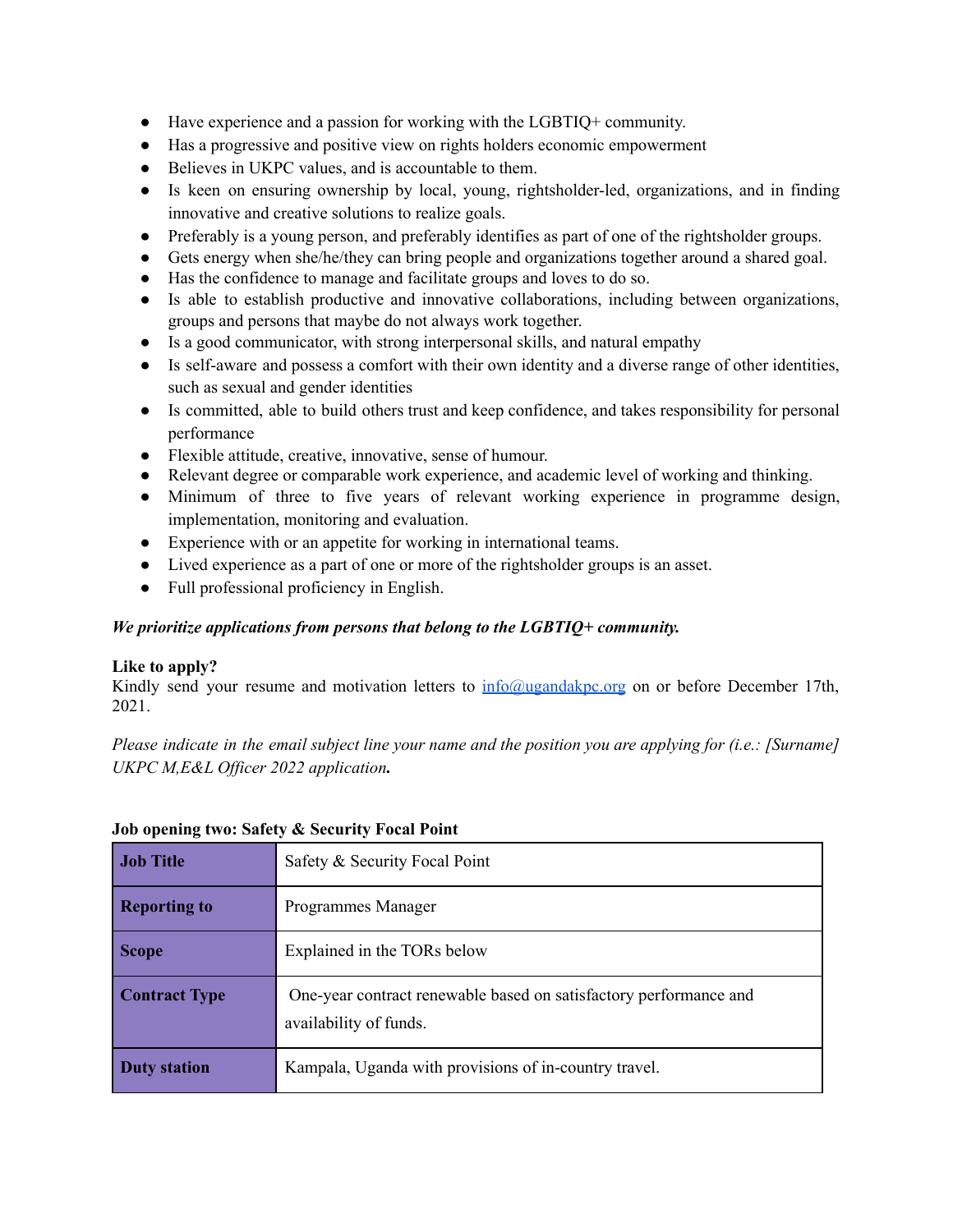- Have experience and a passion for working with the LGBTIQ+ community.
- Has a progressive and positive view on rights holders economic empowerment
- Believes in UKPC values, and is accountable to them.
- Is keen on ensuring ownership by local, young, rightsholder-led, organizations, and in finding innovative and creative solutions to realize goals.
- Preferably is a young person, and preferably identifies as part of one of the rightsholder groups.
- Gets energy when she/he/they can bring people and organizations together around a shared goal.
- Has the confidence to manage and facilitate groups and loves to do so.
- Is able to establish productive and innovative collaborations, including between organizations, groups and persons that maybe do not always work together.
- Is a good communicator, with strong interpersonal skills, and natural empathy
- Is self-aware and possess a comfort with their own identity and a diverse range of other identities, such as sexual and gender identities
- Is committed, able to build others trust and keep confidence, and takes responsibility for personal performance
- Flexible attitude, creative, innovative, sense of humour.
- Relevant degree or comparable work experience, and academic level of working and thinking.
- Minimum of three to five years of relevant working experience in programme design, implementation, monitoring and evaluation.
- Experience with or an appetite for working in international teams.
- Lived experience as a part of one or more of the rightsholder groups is an asset.
- Full professional proficiency in English.

***We prioritize applications from persons that belong to the LGBTIQ+ community.***

**Like to apply?**
Kindly send your resume and motivation letters to info@ugandakpc.org on or before December 17th, 2021.

*Please indicate in the email subject line your name and the position you are applying for (i.e.: [Surname] UKPC M,E&L Officer 2022 application.*

**Job opening two: Safety & Security Focal Point**

| **Job Title** | Safety & Security Focal Point |
|---|---|
| **Reporting to** | Programmes Manager |
| **Scope** | Explained in the TORs below |
| **Contract Type** | One-year contract renewable based on satisfactory performance and availability of funds. |
| **Duty station** | Kampala, Uganda with provisions of in-country travel. |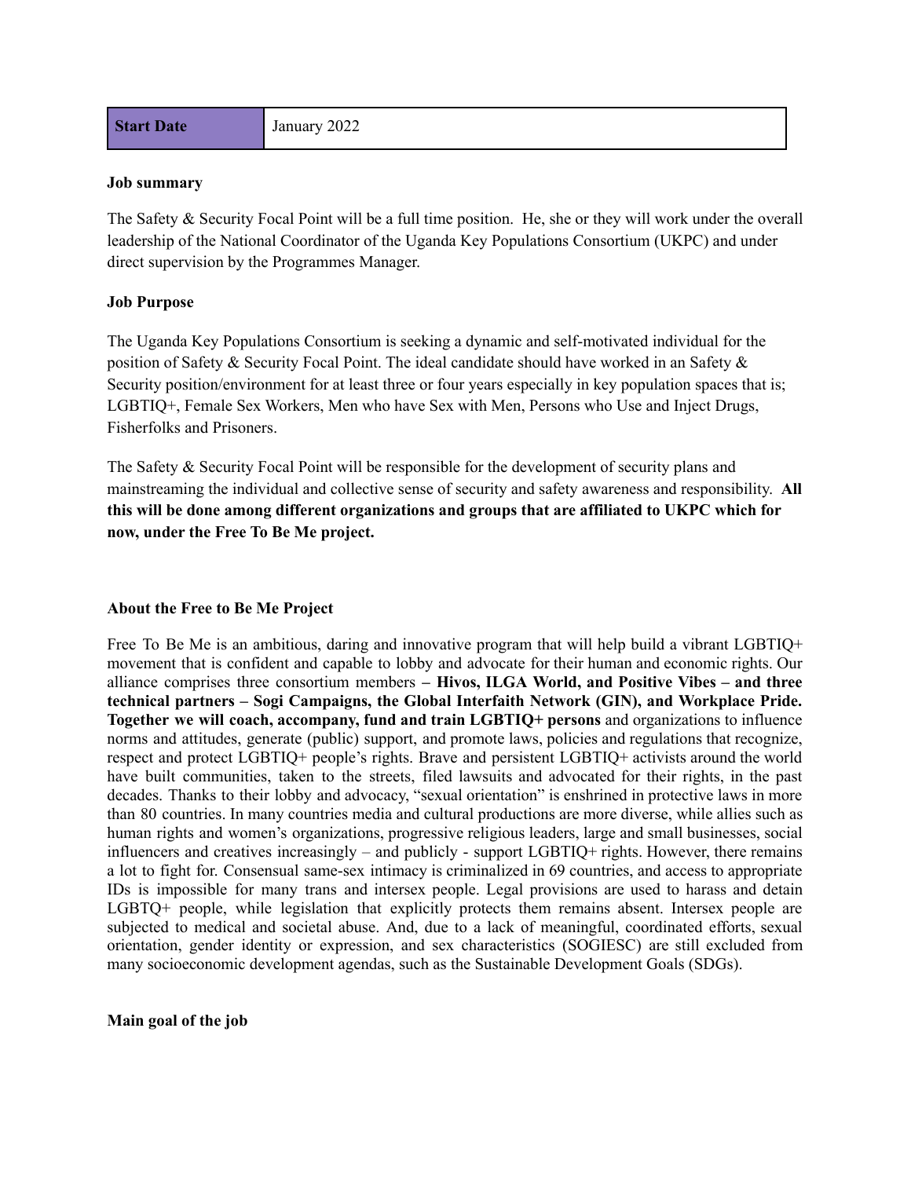| **Start Date** | January 2022 |
| --- | --- |

**Job summary**

The Safety & Security Focal Point will be a full time position. He, she or they will work under the overall leadership of the National Coordinator of the Uganda Key Populations Consortium (UKPC) and under direct supervision by the Programmes Manager.

**Job Purpose**

The Uganda Key Populations Consortium is seeking a dynamic and self-motivated individual for the position of Safety & Security Focal Point. The ideal candidate should have worked in an Safety & Security position/environment for at least three or four years especially in key population spaces that is; LGBTIQ+, Female Sex Workers, Men who have Sex with Men, Persons who Use and Inject Drugs, Fisherfolks and Prisoners.

The Safety & Security Focal Point will be responsible for the development of security plans and mainstreaming the individual and collective sense of security and safety awareness and responsibility. **All this will be done among different organizations and groups that are affiliated to UKPC which for now, under the Free To Be Me project.**

**About the Free to Be Me Project**

Free To Be Me is an ambitious, daring and innovative program that will help build a vibrant LGBTIQ+ movement that is confident and capable to lobby and advocate for their human and economic rights. Our alliance comprises three consortium members **– Hivos, ILGA World, and Positive Vibes – and three technical partners – Sogi Campaigns, the Global Interfaith Network (GIN), and Workplace Pride. Together we will coach, accompany, fund and train LGBTIQ+ persons** and organizations to influence norms and attitudes, generate (public) support, and promote laws, policies and regulations that recognize, respect and protect LGBTIQ+ people's rights. Brave and persistent LGBTIQ+ activists around the world have built communities, taken to the streets, filed lawsuits and advocated for their rights, in the past decades. Thanks to their lobby and advocacy, "sexual orientation" is enshrined in protective laws in more than 80 countries. In many countries media and cultural productions are more diverse, while allies such as human rights and women's organizations, progressive religious leaders, large and small businesses, social influencers and creatives increasingly – and publicly - support LGBTIQ+ rights. However, there remains a lot to fight for. Consensual same-sex intimacy is criminalized in 69 countries, and access to appropriate IDs is impossible for many trans and intersex people. Legal provisions are used to harass and detain LGBTQ+ people, while legislation that explicitly protects them remains absent. Intersex people are subjected to medical and societal abuse. And, due to a lack of meaningful, coordinated efforts, sexual orientation, gender identity or expression, and sex characteristics (SOGIESC) are still excluded from many socioeconomic development agendas, such as the Sustainable Development Goals (SDGs).

**Main goal of the job**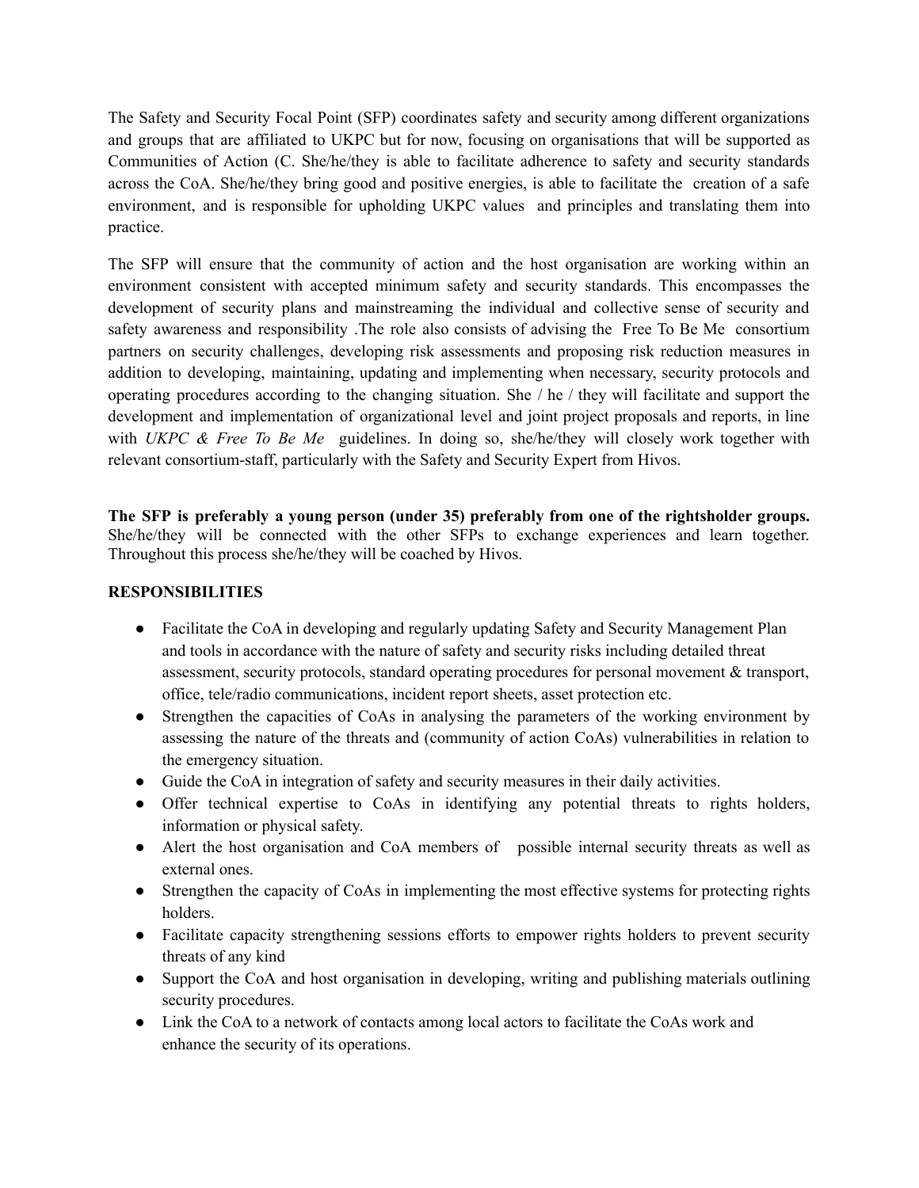The Safety and Security Focal Point (SFP) coordinates safety and security among different organizations and groups that are affiliated to UKPC but for now, focusing on organisations that will be supported as Communities of Action (C. She/he/they is able to facilitate adherence to safety and security standards across the CoA. She/he/they bring good and positive energies, is able to facilitate the creation of a safe environment, and is responsible for upholding UKPC values and principles and translating them into practice.

The SFP will ensure that the community of action and the host organisation are working within an environment consistent with accepted minimum safety and security standards. This encompasses the development of security plans and mainstreaming the individual and collective sense of security and safety awareness and responsibility .The role also consists of advising the Free To Be Me consortium partners on security challenges, developing risk assessments and proposing risk reduction measures in addition to developing, maintaining, updating and implementing when necessary, security protocols and operating procedures according to the changing situation. She / he / they will facilitate and support the development and implementation of organizational level and joint project proposals and reports, in line with *UKPC & Free To Be Me* guidelines. In doing so, she/he/they will closely work together with relevant consortium-staff, particularly with the Safety and Security Expert from Hivos.

**The SFP is preferably a young person (under 35) preferably from one of the rightsholder groups.** She/he/they will be connected with the other SFPs to exchange experiences and learn together. Throughout this process she/he/they will be coached by Hivos.

**RESPONSIBILITIES**

- Facilitate the CoA in developing and regularly updating Safety and Security Management Plan and tools in accordance with the nature of safety and security risks including detailed threat assessment, security protocols, standard operating procedures for personal movement & transport, office, tele/radio communications, incident report sheets, asset protection etc.
- Strengthen the capacities of CoAs in analysing the parameters of the working environment by assessing the nature of the threats and (community of action CoAs) vulnerabilities in relation to the emergency situation.
- Guide the CoA in integration of safety and security measures in their daily activities.
- Offer technical expertise to CoAs in identifying any potential threats to rights holders, information or physical safety.
- Alert the host organisation and CoA members of possible internal security threats as well as external ones.
- Strengthen the capacity of CoAs in implementing the most effective systems for protecting rights holders.
- Facilitate capacity strengthening sessions efforts to empower rights holders to prevent security threats of any kind
- Support the CoA and host organisation in developing, writing and publishing materials outlining security procedures.
- Link the CoA to a network of contacts among local actors to facilitate the CoAs work and enhance the security of its operations.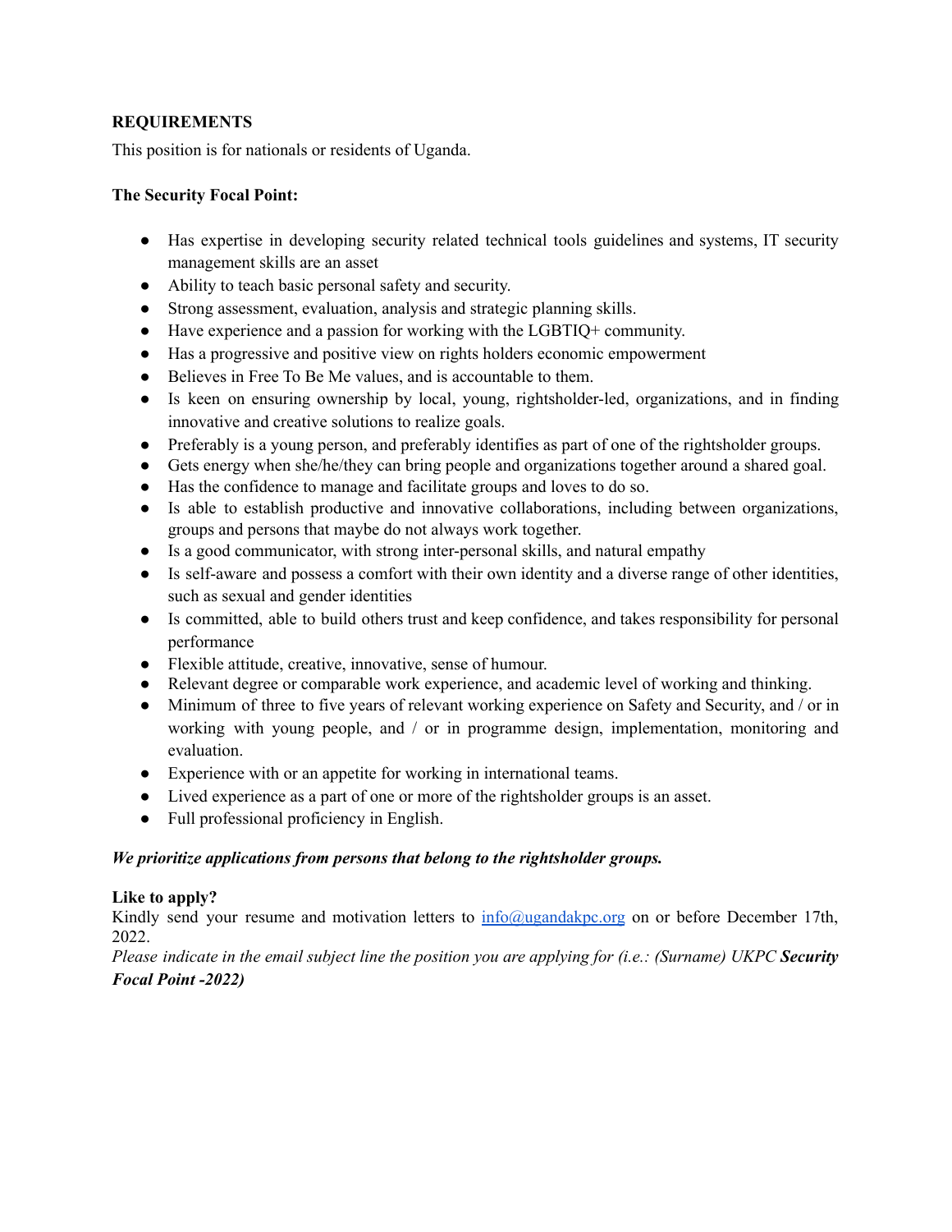**REQUIREMENTS**

This position is for nationals or residents of Uganda.

**The Security Focal Point:**

- Has expertise in developing security related technical tools guidelines and systems, IT security management skills are an asset
- Ability to teach basic personal safety and security.
- Strong assessment, evaluation, analysis and strategic planning skills.
- Have experience and a passion for working with the LGBTIQ+ community.
- Has a progressive and positive view on rights holders economic empowerment
- Believes in Free To Be Me values, and is accountable to them.
- Is keen on ensuring ownership by local, young, rightsholder-led, organizations, and in finding innovative and creative solutions to realize goals.
- Preferably is a young person, and preferably identifies as part of one of the rightsholder groups.
- Gets energy when she/he/they can bring people and organizations together around a shared goal.
- Has the confidence to manage and facilitate groups and loves to do so.
- Is able to establish productive and innovative collaborations, including between organizations, groups and persons that maybe do not always work together.
- Is a good communicator, with strong inter-personal skills, and natural empathy
- Is self-aware and possess a comfort with their own identity and a diverse range of other identities, such as sexual and gender identities
- Is committed, able to build others trust and keep confidence, and takes responsibility for personal performance
- Flexible attitude, creative, innovative, sense of humour.
- Relevant degree or comparable work experience, and academic level of working and thinking.
- Minimum of three to five years of relevant working experience on Safety and Security, and / or in working with young people, and / or in programme design, implementation, monitoring and evaluation.
- Experience with or an appetite for working in international teams.
- Lived experience as a part of one or more of the rightsholder groups is an asset.
- Full professional proficiency in English.

***We prioritize applications from persons that belong to the rightsholder groups.***

**Like to apply?**

Kindly send your resume and motivation letters to info@ugandakpc.org on or before December 17th, 2022.

*Please indicate in the email subject line the position you are applying for (i.e.: (Surname) UKPC **Security Focal Point -2022)***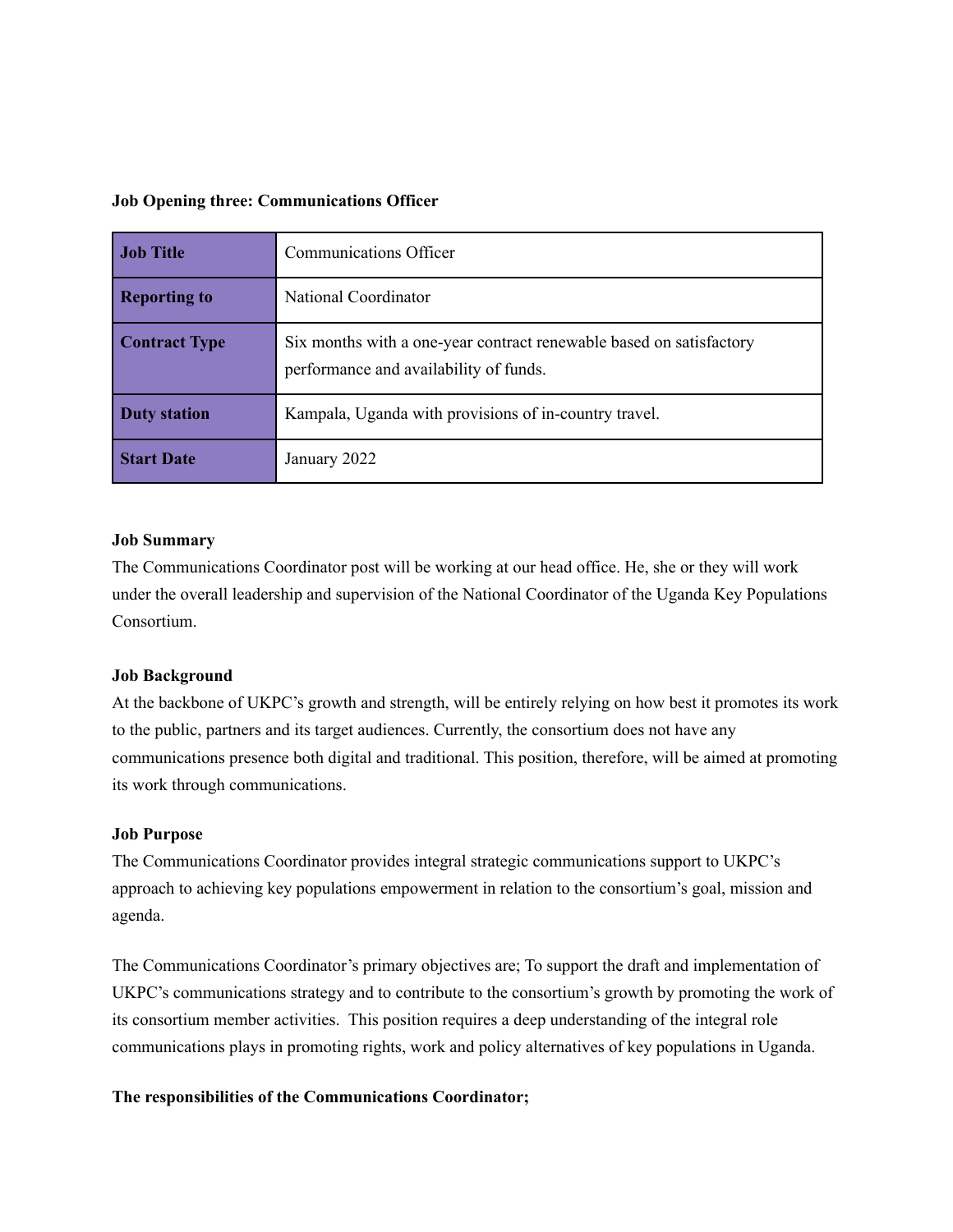**Job Opening three: Communications Officer**

| **Job Title** | Communications Officer |
|---|---|
| **Reporting to** | National Coordinator |
| **Contract Type** | Six months with a one-year contract renewable based on satisfactory performance and availability of funds. |
| **Duty station** | Kampala, Uganda with provisions of in-country travel. |
| **Start Date** | January 2022 |

**Job Summary**

The Communications Coordinator post will be working at our head office. He, she or they will work under the overall leadership and supervision of the National Coordinator of the Uganda Key Populations Consortium.

**Job Background**

At the backbone of UKPC's growth and strength, will be entirely relying on how best it promotes its work to the public, partners and its target audiences. Currently, the consortium does not have any communications presence both digital and traditional. This position, therefore, will be aimed at promoting its work through communications.

**Job Purpose**

The Communications Coordinator provides integral strategic communications support to UKPC's approach to achieving key populations empowerment in relation to the consortium's goal, mission and agenda.

The Communications Coordinator's primary objectives are; To support the draft and implementation of UKPC's communications strategy and to contribute to the consortium's growth by promoting the work of its consortium member activities. This position requires a deep understanding of the integral role communications plays in promoting rights, work and policy alternatives of key populations in Uganda.

**The responsibilities of the Communications Coordinator;**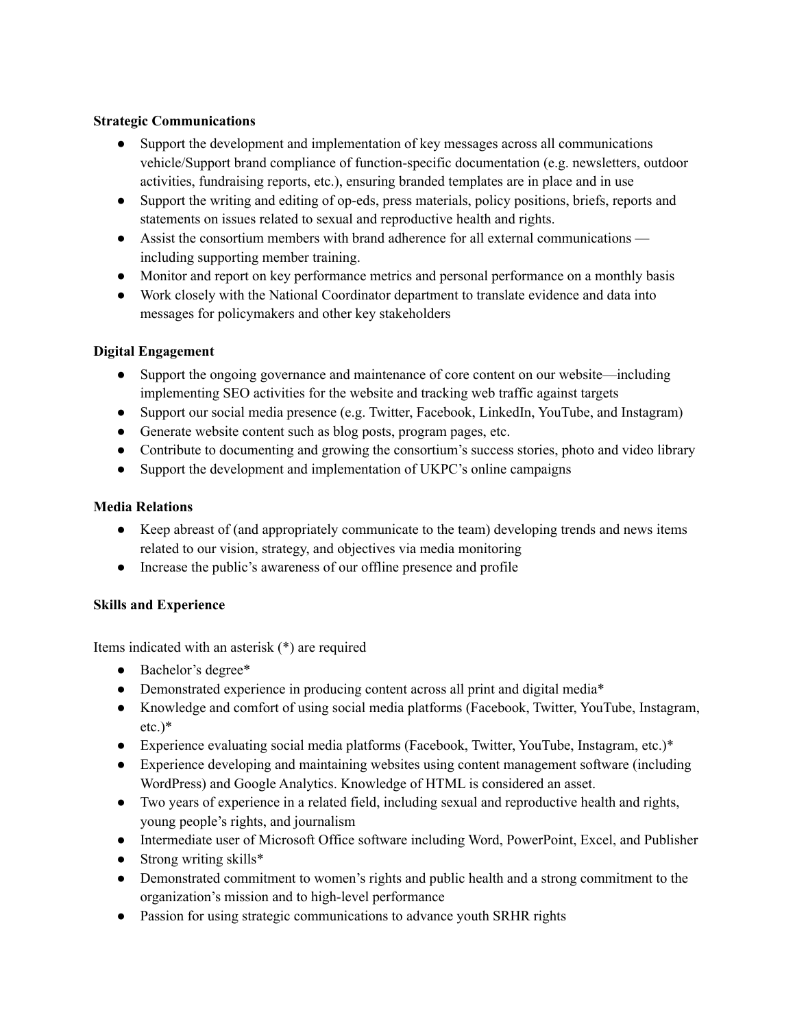**Strategic Communications**

- Support the development and implementation of key messages across all communications vehicle/Support brand compliance of function-specific documentation (e.g. newsletters, outdoor activities, fundraising reports, etc.), ensuring branded templates are in place and in use
- Support the writing and editing of op-eds, press materials, policy positions, briefs, reports and statements on issues related to sexual and reproductive health and rights.
- Assist the consortium members with brand adherence for all external communications — including supporting member training.
- Monitor and report on key performance metrics and personal performance on a monthly basis
- Work closely with the National Coordinator department to translate evidence and data into messages for policymakers and other key stakeholders

**Digital Engagement**

- Support the ongoing governance and maintenance of core content on our website—including implementing SEO activities for the website and tracking web traffic against targets
- Support our social media presence (e.g. Twitter, Facebook, LinkedIn, YouTube, and Instagram)
- Generate website content such as blog posts, program pages, etc.
- Contribute to documenting and growing the consortium's success stories, photo and video library
- Support the development and implementation of UKPC's online campaigns

**Media Relations**

- Keep abreast of (and appropriately communicate to the team) developing trends and news items related to our vision, strategy, and objectives via media monitoring
- Increase the public's awareness of our offline presence and profile

**Skills and Experience**

Items indicated with an asterisk (*) are required

- Bachelor's degree*
- Demonstrated experience in producing content across all print and digital media*
- Knowledge and comfort of using social media platforms (Facebook, Twitter, YouTube, Instagram, etc.)*
- Experience evaluating social media platforms (Facebook, Twitter, YouTube, Instagram, etc.)*
- Experience developing and maintaining websites using content management software (including WordPress) and Google Analytics. Knowledge of HTML is considered an asset.
- Two years of experience in a related field, including sexual and reproductive health and rights, young people's rights, and journalism
- Intermediate user of Microsoft Office software including Word, PowerPoint, Excel, and Publisher
- Strong writing skills*
- Demonstrated commitment to women's rights and public health and a strong commitment to the organization's mission and to high-level performance
- Passion for using strategic communications to advance youth SRHR rights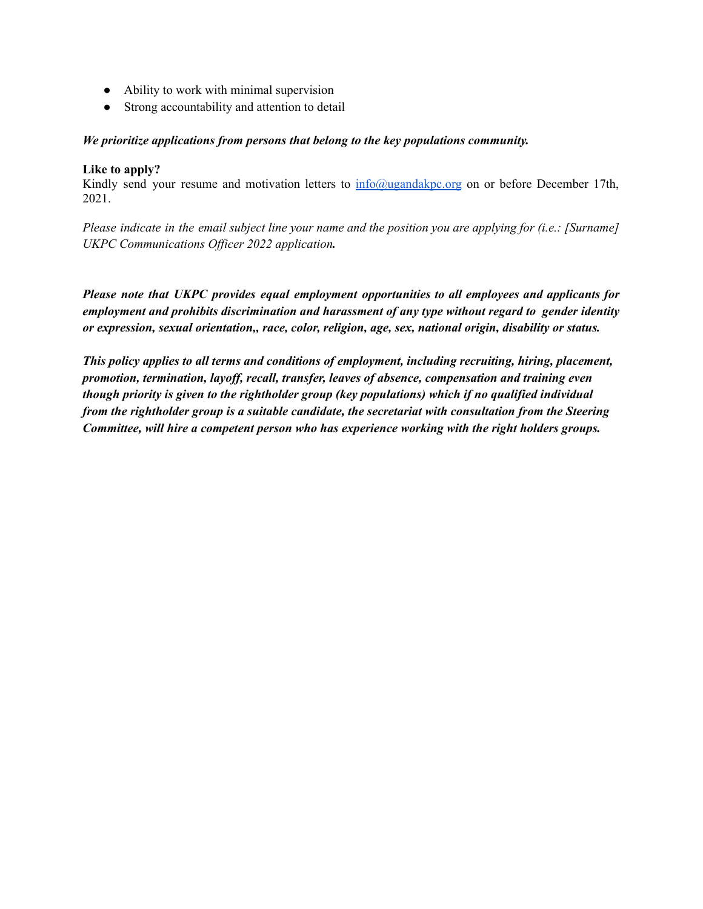- Ability to work with minimal supervision
- Strong accountability and attention to detail

***We prioritize applications from persons that belong to the key populations community.***

**Like to apply?**
Kindly send your resume and motivation letters to info@ugandakpc.org on or before December 17th, 2021.

*Please indicate in the email subject line your name and the position you are applying for (i.e.: [Surname] UKPC Communications Officer 2022 application.*

***Please note that UKPC provides equal employment opportunities to all employees and applicants for employment and prohibits discrimination and harassment of any type without regard to gender identity or expression, sexual orientation,, race, color, religion, age, sex, national origin, disability or status.***

***This policy applies to all terms and conditions of employment, including recruiting, hiring, placement, promotion, termination, layoff, recall, transfer, leaves of absence, compensation and training even though priority is given to the rightholder group (key populations) which if no qualified individual from the rightholder group is a suitable candidate, the secretariat with consultation from the Steering Committee, will hire a competent person who has experience working with the right holders groups.***